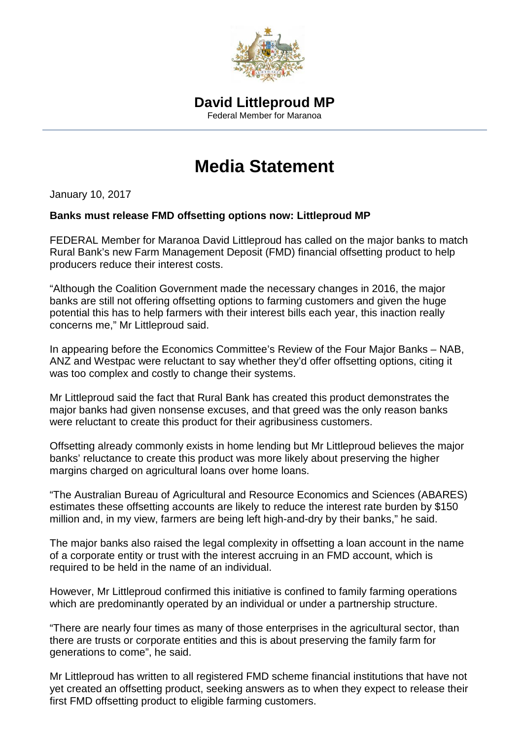**David Littleproud MP**

Federal Member for Maranoa

# Media Statement

January 10, 2017

**Banks must release FMD offsetting options now: Littleproud MP**

FEDERAL Member for Maranoa David Littleproud has called on the major banks to match Rural Bank's new Farm Management Deposit (FMD) financial offsetting product to help producers reduce their interest costs.

"Although the Coalition Government made the necessary changes in 2016, the major banks are still not offering offsetting options to farming customers and given the huge potential this has to help farmers with their interest bills each year, this inaction really concerns me," Mr Littleproud said.

In appearing before the Economics Committee's Review of the Four Major Banks – NAB, ANZ and Westpac were reluctant to say whether they'd offer offsetting options, citing it was too complex and costly to change their systems.

Mr Littleproud said the fact that Rural Bank has created this product demonstrates the major banks had given nonsense excuses, and that greed was the only reason banks were reluctant to create this product for their agribusiness customers.

Offsetting already commonly exists in home lending but Mr Littleproud believes the major banks' reluctance to create this product was more likely about preserving the higher margins charged on agricultural loans over home loans.

"The Australian Bureau of Agricultural and Resource Economics and Sciences (ABARES) estimates these offsetting accounts are likely to reduce the interest rate burden by $150 million and, in my view, farmers are being left high-and-dry by their banks," he said.

The major banks also raised the legal complexity in offsetting a loan account in the name of a corporate entity or trust with the interest accruing in an FMD account, which is required to be held in the name of an individual.

However, Mr Littleproud confirmed this initiative is confined to family farming operations which are predominantly operated by an individual or under a partnership structure.

"There are nearly four times as many of those enterprises in the agricultural sector, than there are trusts or corporate entities and this is about preserving the family farm for generations to come", he said.

Mr Littleproud has written to all registered FMD scheme financial institutions that have not yet created an offsetting product, seeking answers as to when they expect to release their first FMD offsetting product to eligible farming customers.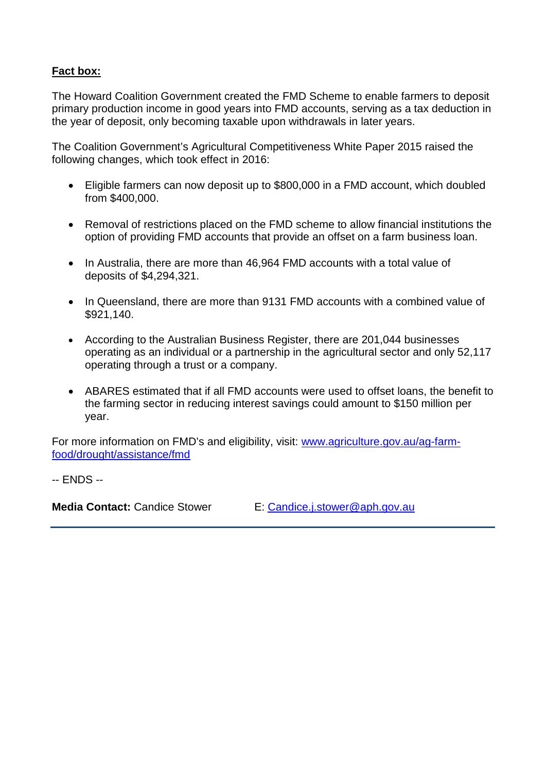**<u>Fact box:</u>**

The Howard Coalition Government created the FMD Scheme to enable farmers to deposit primary production income in good years into FMD accounts, serving as a tax deduction in the year of deposit, only becoming taxable upon withdrawals in later years.

The Coalition Government's Agricultural Competitiveness White Paper 2015 raised the following changes, which took effect in 2016:

- Eligible farmers can now deposit up to $800,000 in a FMD account, which doubled from $400,000.
- Removal of restrictions placed on the FMD scheme to allow financial institutions the option of providing FMD accounts that provide an offset on a farm business loan.
- In Australia, there are more than 46,964 FMD accounts with a total value of deposits of $4,294,321.
- In Queensland, there are more than 9131 FMD accounts with a combined value of $921,140.
- According to the Australian Business Register, there are 201,044 businesses operating as an individual or a partnership in the agricultural sector and only 52,117 operating through a trust or a company.
- ABARES estimated that if all FMD accounts were used to offset loans, the benefit to the farming sector in reducing interest savings could amount to $150 million per year.

For more information on FMD's and eligibility, visit: [www.agriculture.gov.au/ag-farm-food/drought/assistance/fmd](http://www.agriculture.gov.au/ag-farm-food/drought/assistance/fmd)

-- ENDS --

**Media Contact:** Candice Stower E: [Candice.j.stower@aph.gov.au](mailto:Candice.j.stower@aph.gov.au)